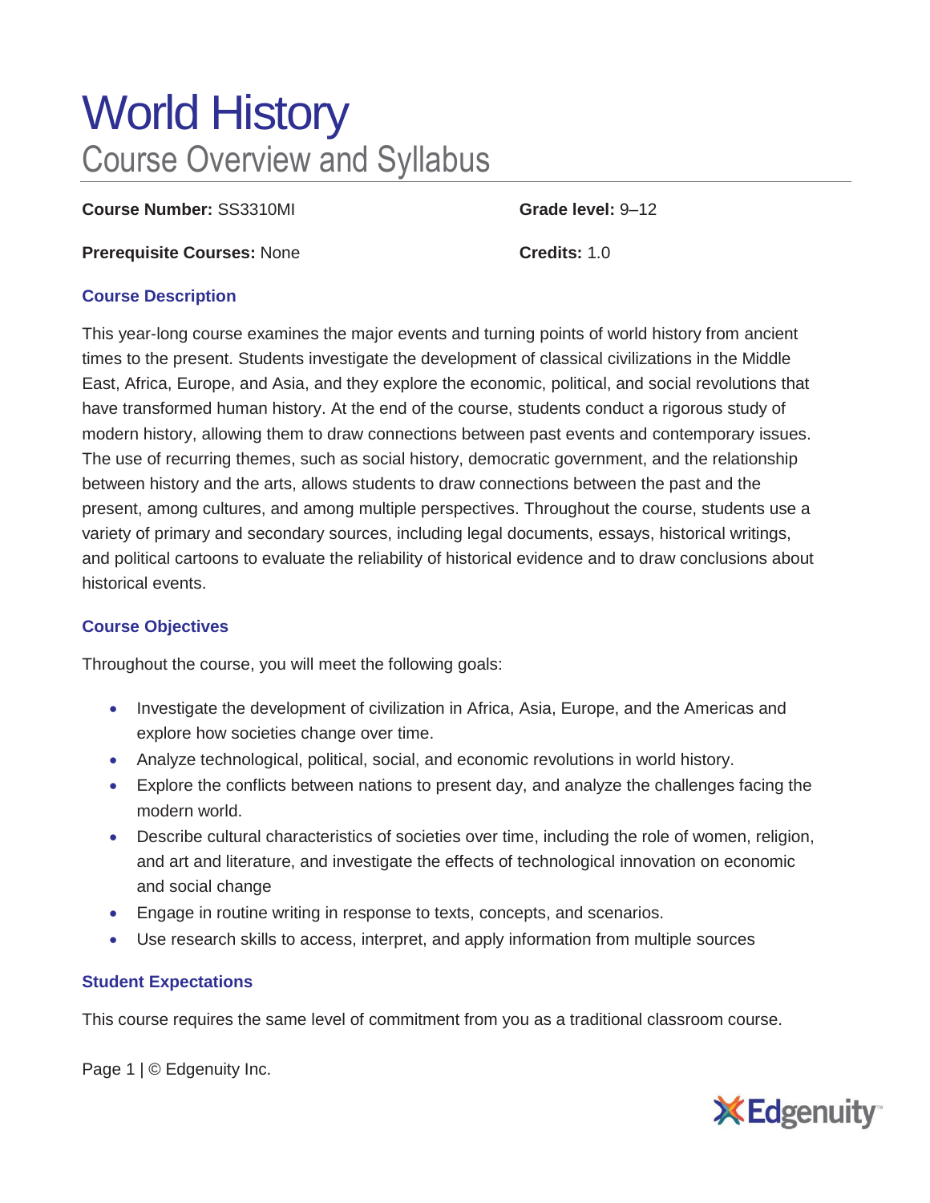# World History

## Course Overview and Syllabus

**Course Number:** SS3310MI

**Grade level:** 9–12

**Prerequisite Courses:** None

**Credits:** 1.0

### Course Description

This year-long course examines the major events and turning points of world history from ancient times to the present. Students investigate the development of classical civilizations in the Middle East, Africa, Europe, and Asia, and they explore the economic, political, and social revolutions that have transformed human history. At the end of the course, students conduct a rigorous study of modern history, allowing them to draw connections between past events and contemporary issues. The use of recurring themes, such as social history, democratic government, and the relationship between history and the arts, allows students to draw connections between the past and the present, among cultures, and among multiple perspectives. Throughout the course, students use a variety of primary and secondary sources, including legal documents, essays, historical writings, and political cartoons to evaluate the reliability of historical evidence and to draw conclusions about historical events.

### Course Objectives

Throughout the course, you will meet the following goals:

- Investigate the development of civilization in Africa, Asia, Europe, and the Americas and explore how societies change over time.
- Analyze technological, political, social, and economic revolutions in world history.
- Explore the conflicts between nations to present day, and analyze the challenges facing the modern world.
- Describe cultural characteristics of societies over time, including the role of women, religion, and art and literature, and investigate the effects of technological innovation on economic and social change
- Engage in routine writing in response to texts, concepts, and scenarios.
- Use research skills to access, interpret, and apply information from multiple sources

### Student Expectations

This course requires the same level of commitment from you as a traditional classroom course.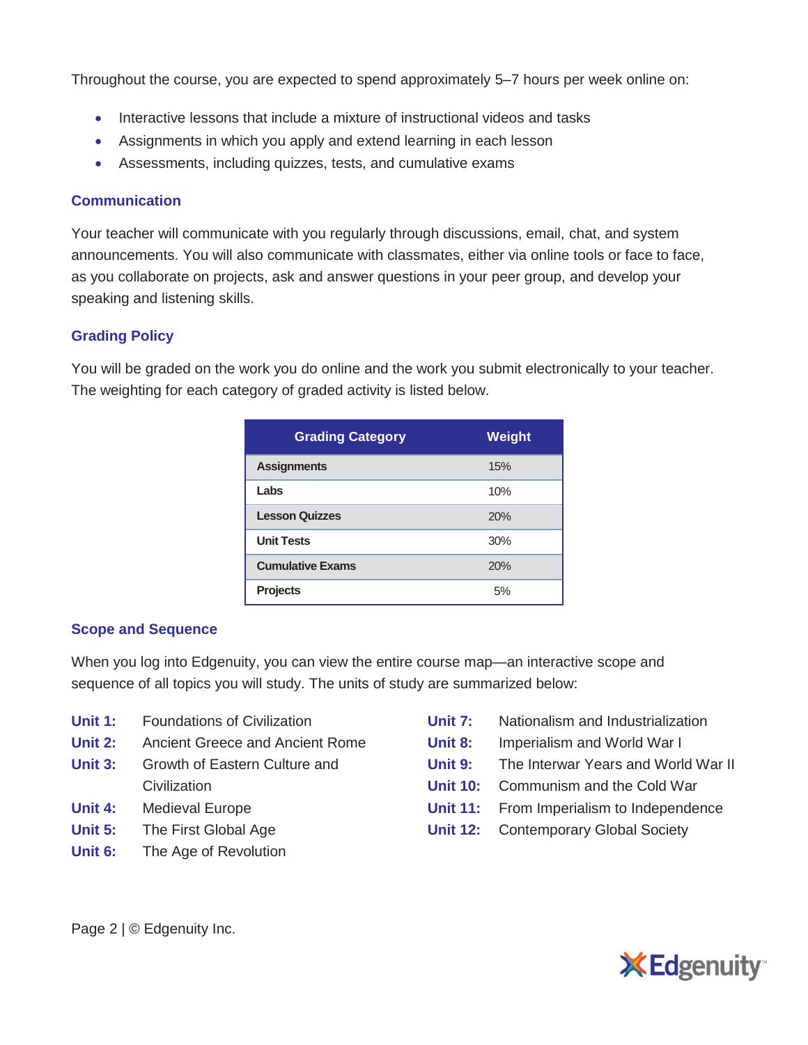Throughout the course, you are expected to spend approximately 5–7 hours per week online on:

- Interactive lessons that include a mixture of instructional videos and tasks
- Assignments in which you apply and extend learning in each lesson
- Assessments, including quizzes, tests, and cumulative exams

### Communication

Your teacher will communicate with you regularly through discussions, email, chat, and system announcements. You will also communicate with classmates, either via online tools or face to face, as you collaborate on projects, ask and answer questions in your peer group, and develop your speaking and listening skills.

### Grading Policy

You will be graded on the work you do online and the work you submit electronically to your teacher. The weighting for each category of graded activity is listed below.

| Grading Category | Weight |
|---|---|
| **Assignments** | 15% |
| **Labs** | 10% |
| **Lesson Quizzes** | 20% |
| **Unit Tests** | 30% |
| **Cumulative Exams** | 20% |
| **Projects** | 5% |

### Scope and Sequence

When you log into Edgenuity, you can view the entire course map—an interactive scope and sequence of all topics you will study. The units of study are summarized below:

**Unit 1:** Foundations of Civilization
**Unit 2:** Ancient Greece and Ancient Rome
**Unit 3:** Growth of Eastern Culture and Civilization
**Unit 4:** Medieval Europe
**Unit 5:** The First Global Age
**Unit 6:** The Age of Revolution
**Unit 7:** Nationalism and Industrialization
**Unit 8:** Imperialism and World War I
**Unit 9:** The Interwar Years and World War II
**Unit 10:** Communism and the Cold War
**Unit 11:** From Imperialism to Independence
**Unit 12:** Contemporary Global Society